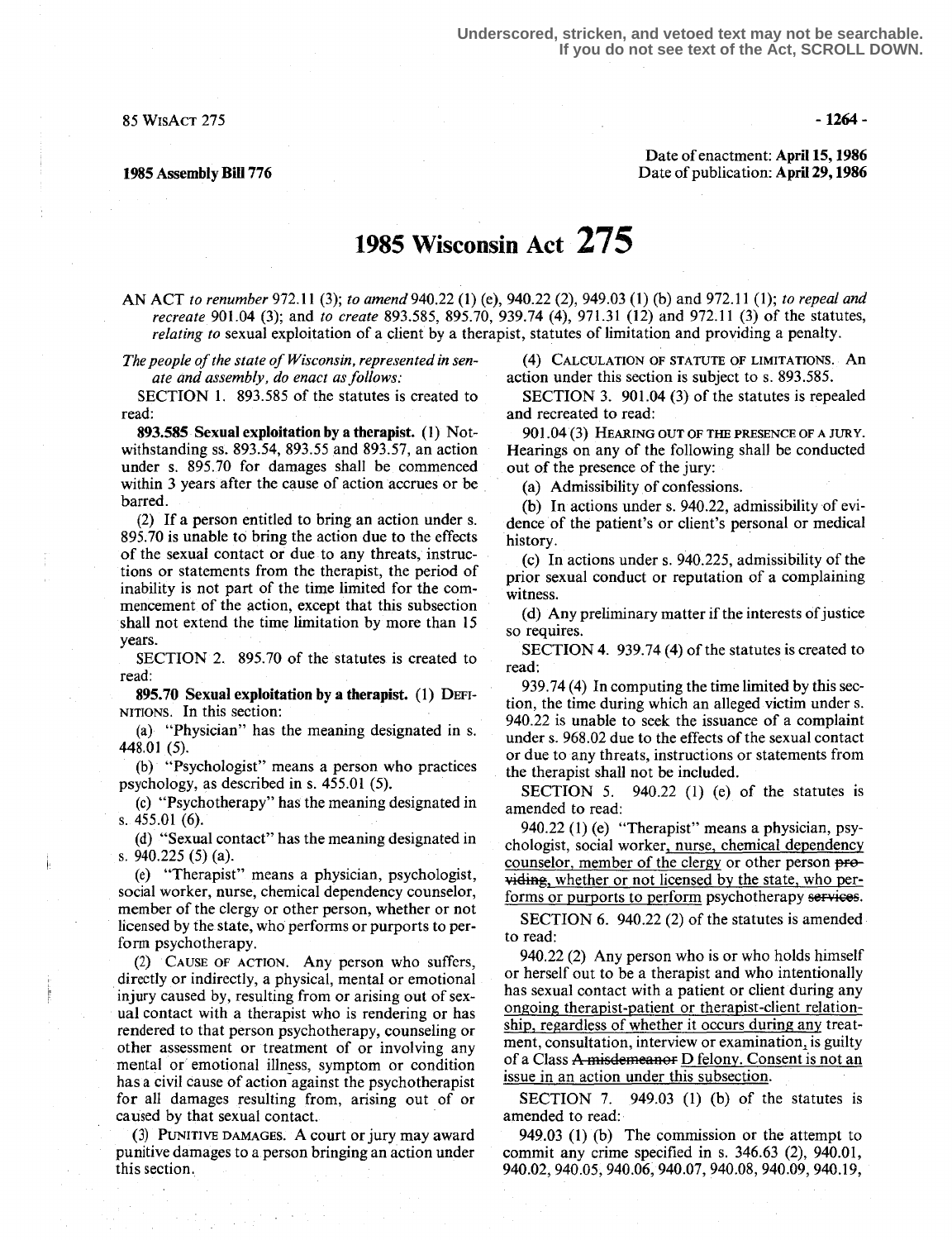Underscored, stricken, and vetoed text may not be searchable. If you do not see text of the Act, SCROLL DOWN.

85 WisAct 275

1985 Assembly Bill 776

Date of enactment: **April 15, 1986**
Date of publication: **April 29, 1986**

# 1985 Wisconsin Act 275

AN ACT *to renumber* 972.11 (3); *to amend* 940.22 (1) (e), 940.22 (2), 949.03 (1) (b) and 972.11 (1); *to repeal and recreate* 901.04 (3); and *to create* 893.585, 895.70, 939.74 (4), 971.31 (12) and 972.11 (3) of the statutes, *relating to* sexual exploitation of a client by a therapist, statutes of limitation and providing a penalty.

*The people of the state of Wisconsin, represented in senate and assembly, do enact as follows:*

SECTION 1. 893.585 of the statutes is created to read:

**893.585 Sexual exploitation by a therapist.** (1) Notwithstanding ss. 893.54, 893.55 and 893.57, an action under s. 895.70 for damages shall be commenced within 3 years after the cause of action accrues or be barred.

(2) If a person entitled to bring an action under s. 895.70 is unable to bring the action due to the effects of the sexual contact or due to any threats, instructions or statements from the therapist, the period of inability is not part of the time limited for the commencement of the action, except that this subsection shall not extend the time limitation by more than 15 years.

SECTION 2. 895.70 of the statutes is created to read:

**895.70 Sexual exploitation by a therapist.** (1) DEFINITIONS. In this section:

(a) "Physician" has the meaning designated in s. 448.01 (5).

(b) "Psychologist" means a person who practices psychology, as described in s. 455.01 (5).

(c) "Psychotherapy" has the meaning designated in s. 455.01 (6).

(d) "Sexual contact" has the meaning designated in s. 940.225 (5) (a).

(e) "Therapist" means a physician, psychologist, social worker, nurse, chemical dependency counselor, member of the clergy or other person, whether or not licensed by the state, who performs or purports to perform psychotherapy.

(2) CAUSE OF ACTION. Any person who suffers, directly or indirectly, a physical, mental or emotional injury caused by, resulting from or arising out of sexual contact with a therapist who is rendering or has rendered to that person psychotherapy, counseling or other assessment or treatment of or involving any mental or emotional illness, symptom or condition has a civil cause of action against the psychotherapist for all damages resulting from, arising out of or caused by that sexual contact.

(3) PUNITIVE DAMAGES. A court or jury may award punitive damages to a person bringing an action under this section.

(4) CALCULATION OF STATUTE OF LIMITATIONS. An action under this section is subject to s. 893.585.

SECTION 3. 901.04 (3) of the statutes is repealed and recreated to read:

901.04 (3) HEARING OUT OF THE PRESENCE OF A JURY. Hearings on any of the following shall be conducted out of the presence of the jury:

(a) Admissibility of confessions.

(b) In actions under s. 940.22, admissibility of evidence of the patient's or client's personal or medical history.

(c) In actions under s. 940.225, admissibility of the prior sexual conduct or reputation of a complaining witness.

(d) Any preliminary matter if the interests of justice so requires.

SECTION 4. 939.74 (4) of the statutes is created to read:

939.74 (4) In computing the time limited by this section, the time during which an alleged victim under s. 940.22 is unable to seek the issuance of a complaint under s. 968.02 due to the effects of the sexual contact or due to any threats, instructions or statements from the therapist shall not be included.

SECTION 5. 940.22 (1) (e) of the statutes is amended to read:

940.22 (1) (e) "Therapist" means a physician, psychologist, social worker, nurse, chemical dependency counselor, member of the clergy or other person ~~providing~~, whether or not licensed by the state, who performs or purports to perform psychotherapy ~~services~~.

SECTION 6. 940.22 (2) of the statutes is amended to read:

940.22 (2) Any person who is or who holds himself or herself out to be a therapist and who intentionally has sexual contact with a patient or client during any ongoing therapist-patient or therapist-client relationship, regardless of whether it occurs during any treatment, consultation, interview or examination, is guilty of a Class ~~A misdemeanor~~ D felony. Consent is not an issue in an action under this subsection.

SECTION 7. 949.03 (1) (b) of the statutes is amended to read:

949.03 (1) (b) The commission or the attempt to commit any crime specified in s. 346.63 (2), 940.01, 940.02, 940.05, 940.06, 940.07, 940.08, 940.09, 940.19,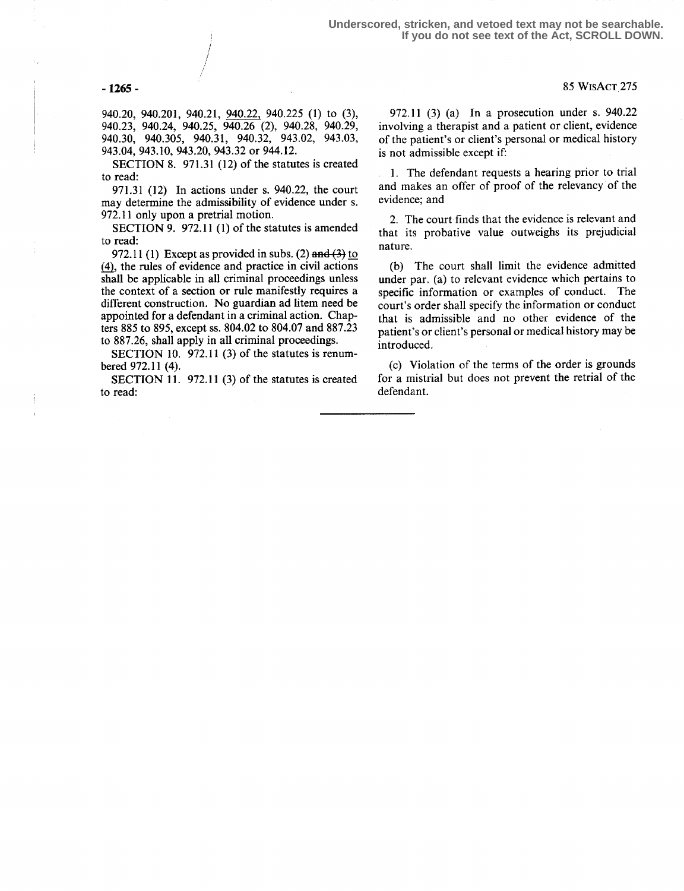940.20, 940.201, 940.21, 940.22, 940.225 (1) to (3), 940.23, 940.24, 940.25, 940.26 (2), 940.28, 940.29, 940.30, 940.305, 940.31, 940.32, 943.02, 943.03, 943.04, 943.10, 943.20, 943.32 or 944.12.

SECTION 8. 971.31 (12) of the statutes is created to read:

971.31 (12) In actions under s. 940.22, the court may determine the admissibility of evidence under s. 972.11 only upon a pretrial motion.

SECTION 9. 972.11 (1) of the statutes is amended to read:

972.11 (1) Except as provided in subs. (2) ~~and (3)~~ to (4), the rules of evidence and practice in civil actions shall be applicable in all criminal proceedings unless the context of a section or rule manifestly requires a different construction. No guardian ad litem need be appointed for a defendant in a criminal action. Chapters 885 to 895, except ss. 804.02 to 804.07 and 887.23 to 887.26, shall apply in all criminal proceedings.

SECTION 10. 972.11 (3) of the statutes is renumbered 972.11 (4).

SECTION 11. 972.11 (3) of the statutes is created to read:

972.11 (3) (a) In a prosecution under s. 940.22 involving a therapist and a patient or client, evidence of the patient's or client's personal or medical history is not admissible except if:

1. The defendant requests a hearing prior to trial and makes an offer of proof of the relevancy of the evidence; and

2. The court finds that the evidence is relevant and that its probative value outweighs its prejudicial nature.

(b) The court shall limit the evidence admitted under par. (a) to relevant evidence which pertains to specific information or examples of conduct. The court's order shall specify the information or conduct that is admissible and no other evidence of the patient's or client's personal or medical history may be introduced.

(c) Violation of the terms of the order is grounds for a mistrial but does not prevent the retrial of the defendant.